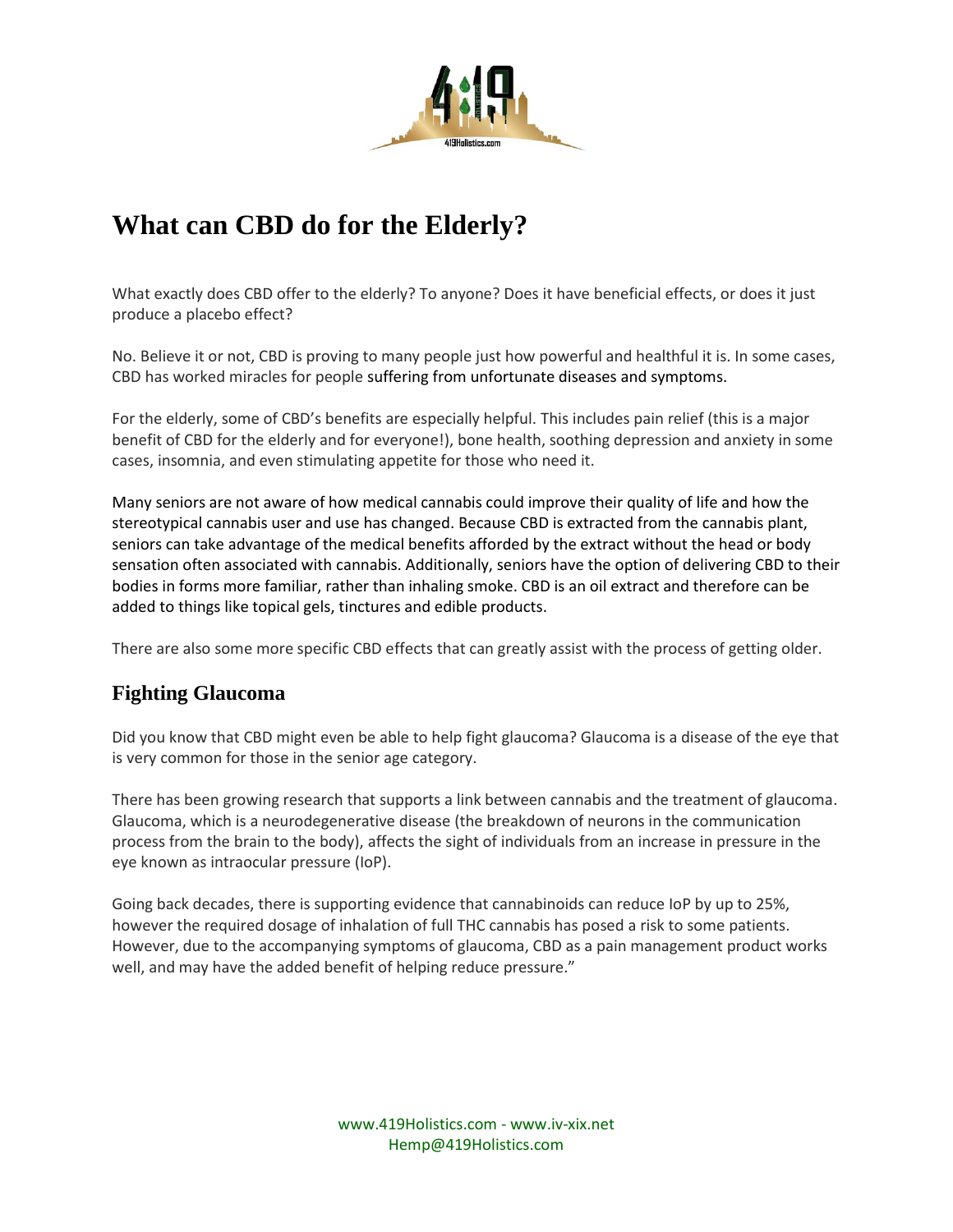# What can CBD do for the Elderly?

What exactly does CBD offer to the elderly? To anyone? Does it have beneficial effects, or does it just produce a placebo effect?

No. Believe it or not, CBD is proving to many people just how powerful and healthful it is. In some cases, CBD has worked miracles for people suffering from unfortunate diseases and symptoms.

For the elderly, some of CBD's benefits are especially helpful. This includes pain relief (this is a major benefit of CBD for the elderly and for everyone!), bone health, soothing depression and anxiety in some cases, insomnia, and even stimulating appetite for those who need it.

Many seniors are not aware of how medical cannabis could improve their quality of life and how the stereotypical cannabis user and use has changed. Because CBD is extracted from the cannabis plant, seniors can take advantage of the medical benefits afforded by the extract without the head or body sensation often associated with cannabis. Additionally, seniors have the option of delivering CBD to their bodies in forms more familiar, rather than inhaling smoke. CBD is an oil extract and therefore can be added to things like topical gels, tinctures and edible products.

There are also some more specific CBD effects that can greatly assist with the process of getting older.

## Fighting Glaucoma

Did you know that CBD might even be able to help fight glaucoma? Glaucoma is a disease of the eye that is very common for those in the senior age category.

There has been growing research that supports a link between cannabis and the treatment of glaucoma. Glaucoma, which is a neurodegenerative disease (the breakdown of neurons in the communication process from the brain to the body), affects the sight of individuals from an increase in pressure in the eye known as intraocular pressure (IoP).

Going back decades, there is supporting evidence that cannabinoids can reduce IoP by up to 25%, however the required dosage of inhalation of full THC cannabis has posed a risk to some patients. However, due to the accompanying symptoms of glaucoma, CBD as a pain management product works well, and may have the added benefit of helping reduce pressure."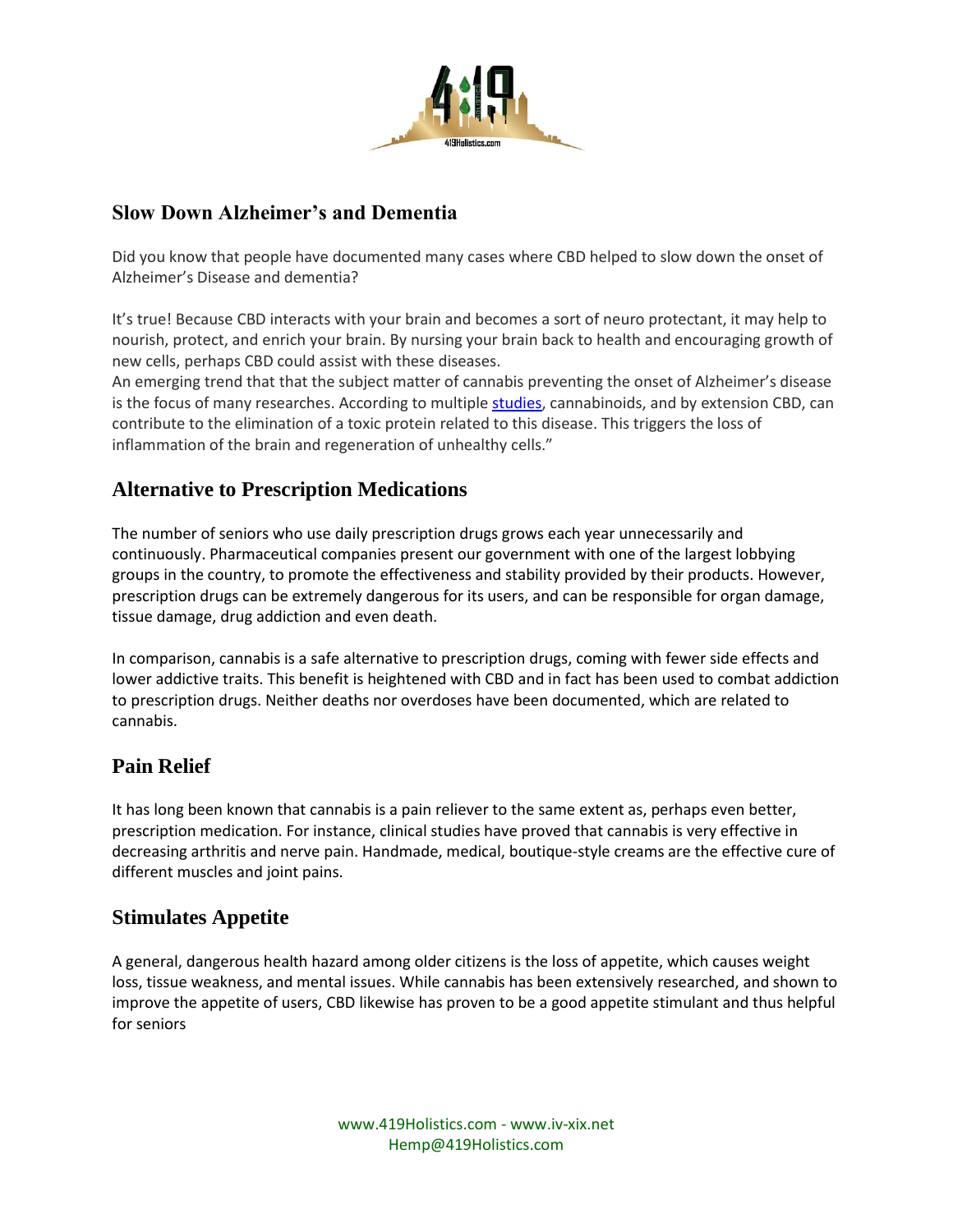## Slow Down Alzheimer's and Dementia

Did you know that people have documented many cases where CBD helped to slow down the onset of Alzheimer's Disease and dementia?

It's true! Because CBD interacts with your brain and becomes a sort of neuro protectant, it may help to nourish, protect, and enrich your brain. By nursing your brain back to health and encouraging growth of new cells, perhaps CBD could assist with these diseases.
An emerging trend that that the subject matter of cannabis preventing the onset of Alzheimer's disease is the focus of many researches. According to multiple studies, cannabinoids, and by extension CBD, can contribute to the elimination of a toxic protein related to this disease. This triggers the loss of inflammation of the brain and regeneration of unhealthy cells."

## Alternative to Prescription Medications

The number of seniors who use daily prescription drugs grows each year unnecessarily and continuously. Pharmaceutical companies present our government with one of the largest lobbying groups in the country, to promote the effectiveness and stability provided by their products. However, prescription drugs can be extremely dangerous for its users, and can be responsible for organ damage, tissue damage, drug addiction and even death.

In comparison, cannabis is a safe alternative to prescription drugs, coming with fewer side effects and lower addictive traits. This benefit is heightened with CBD and in fact has been used to combat addiction to prescription drugs. Neither deaths nor overdoses have been documented, which are related to cannabis.

## Pain Relief

It has long been known that cannabis is a pain reliever to the same extent as, perhaps even better, prescription medication. For instance, clinical studies have proved that cannabis is very effective in decreasing arthritis and nerve pain. Handmade, medical, boutique-style creams are the effective cure of different muscles and joint pains.

## Stimulates Appetite

A general, dangerous health hazard among older citizens is the loss of appetite, which causes weight loss, tissue weakness, and mental issues. While cannabis has been extensively researched, and shown to improve the appetite of users, CBD likewise has proven to be a good appetite stimulant and thus helpful for seniors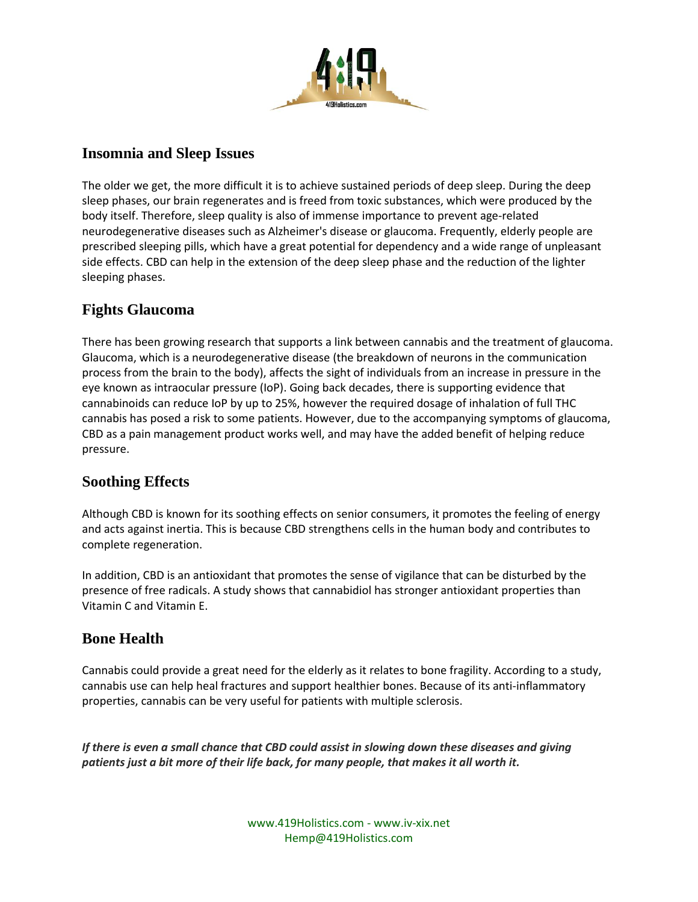## Insomnia and Sleep Issues

The older we get, the more difficult it is to achieve sustained periods of deep sleep. During the deep sleep phases, our brain regenerates and is freed from toxic substances, which were produced by the body itself. Therefore, sleep quality is also of immense importance to prevent age-related neurodegenerative diseases such as Alzheimer's disease or glaucoma. Frequently, elderly people are prescribed sleeping pills, which have a great potential for dependency and a wide range of unpleasant side effects. CBD can help in the extension of the deep sleep phase and the reduction of the lighter sleeping phases.

## Fights Glaucoma

There has been growing research that supports a link between cannabis and the treatment of glaucoma. Glaucoma, which is a neurodegenerative disease (the breakdown of neurons in the communication process from the brain to the body), affects the sight of individuals from an increase in pressure in the eye known as intraocular pressure (IoP). Going back decades, there is supporting evidence that cannabinoids can reduce IoP by up to 25%, however the required dosage of inhalation of full THC cannabis has posed a risk to some patients. However, due to the accompanying symptoms of glaucoma, CBD as a pain management product works well, and may have the added benefit of helping reduce pressure.

## Soothing Effects

Although CBD is known for its soothing effects on senior consumers, it promotes the feeling of energy and acts against inertia. This is because CBD strengthens cells in the human body and contributes to complete regeneration.

In addition, CBD is an antioxidant that promotes the sense of vigilance that can be disturbed by the presence of free radicals. A study shows that cannabidiol has stronger antioxidant properties than Vitamin C and Vitamin E.

## Bone Health

Cannabis could provide a great need for the elderly as it relates to bone fragility. According to a study, cannabis use can help heal fractures and support healthier bones. Because of its anti-inflammatory properties, cannabis can be very useful for patients with multiple sclerosis.

***If there is even a small chance that CBD could assist in slowing down these diseases and giving patients just a bit more of their life back, for many people, that makes it all worth it.***

www.419Holistics.com - www.iv-xix.net
Hemp@419Holistics.com